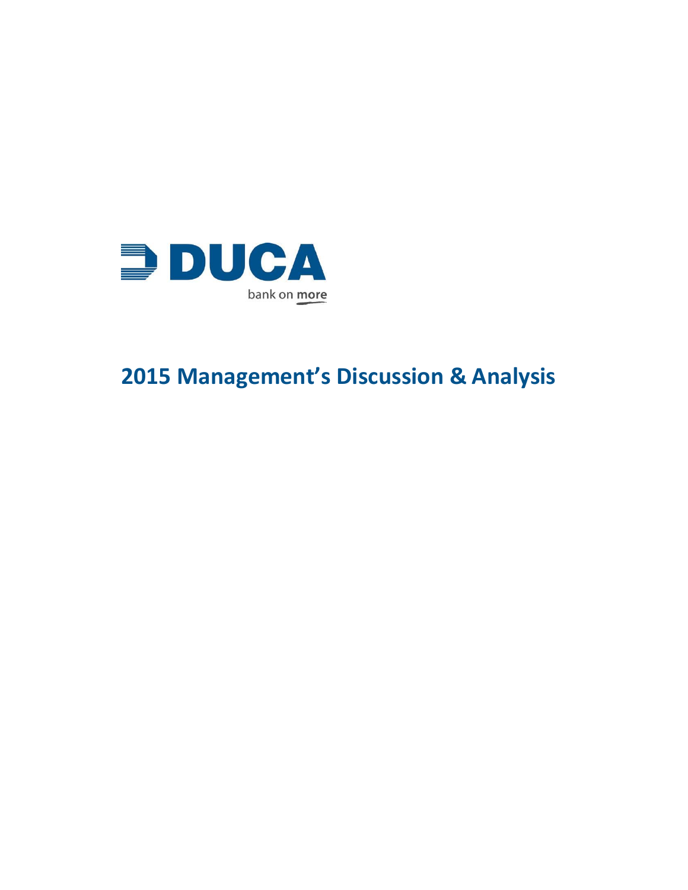DUCA

bank on more

# 2015 Management's Discussion & Analysis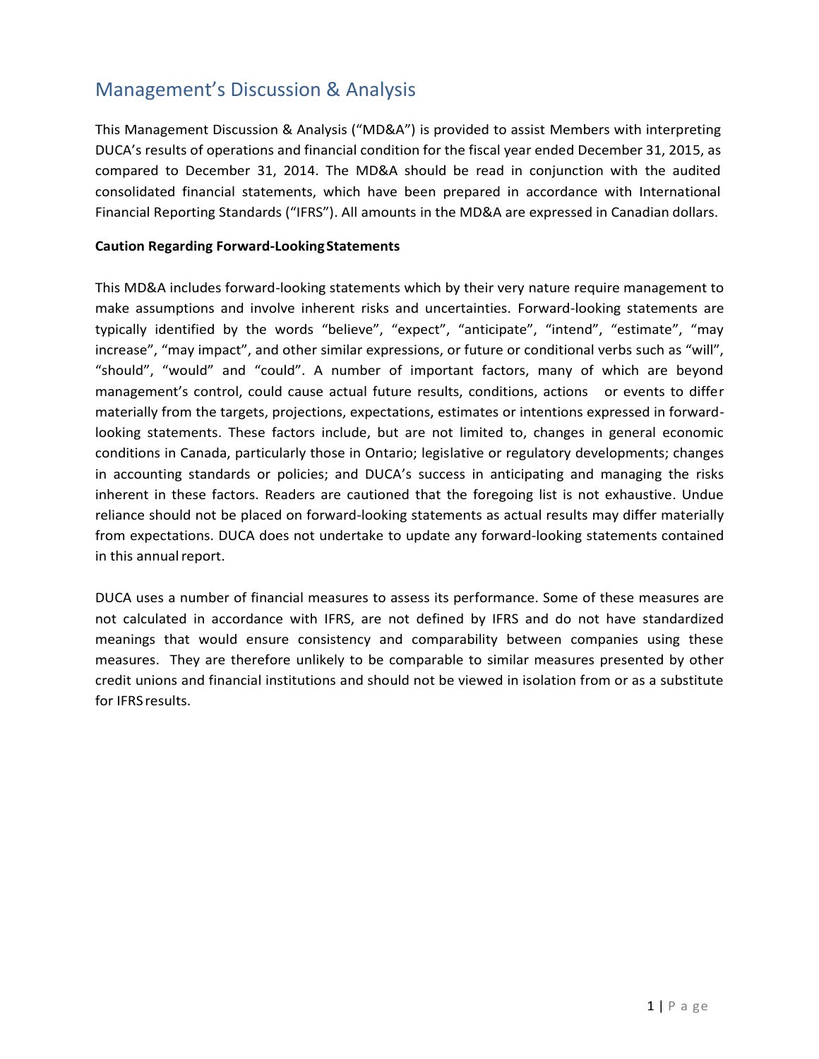# Management's Discussion & Analysis

This Management Discussion & Analysis ("MD&A") is provided to assist Members with interpreting DUCA's results of operations and financial condition for the fiscal year ended December 31, 2015, as compared to December 31, 2014. The MD&A should be read in conjunction with the audited consolidated financial statements, which have been prepared in accordance with International Financial Reporting Standards ("IFRS"). All amounts in the MD&A are expressed in Canadian dollars.

**Caution Regarding Forward-Looking Statements**

This MD&A includes forward-looking statements which by their very nature require management to make assumptions and involve inherent risks and uncertainties. Forward-looking statements are typically identified by the words "believe", "expect", "anticipate", "intend", "estimate", "may increase", "may impact", and other similar expressions, or future or conditional verbs such as "will", "should", "would" and "could". A number of important factors, many of which are beyond management's control, could cause actual future results, conditions, actions or events to differ materially from the targets, projections, expectations, estimates or intentions expressed in forward-looking statements. These factors include, but are not limited to, changes in general economic conditions in Canada, particularly those in Ontario; legislative or regulatory developments; changes in accounting standards or policies; and DUCA's success in anticipating and managing the risks inherent in these factors. Readers are cautioned that the foregoing list is not exhaustive. Undue reliance should not be placed on forward-looking statements as actual results may differ materially from expectations. DUCA does not undertake to update any forward-looking statements contained in this annual report.

DUCA uses a number of financial measures to assess its performance. Some of these measures are not calculated in accordance with IFRS, are not defined by IFRS and do not have standardized meanings that would ensure consistency and comparability between companies using these measures. They are therefore unlikely to be comparable to similar measures presented by other credit unions and financial institutions and should not be viewed in isolation from or as a substitute for IFRS results.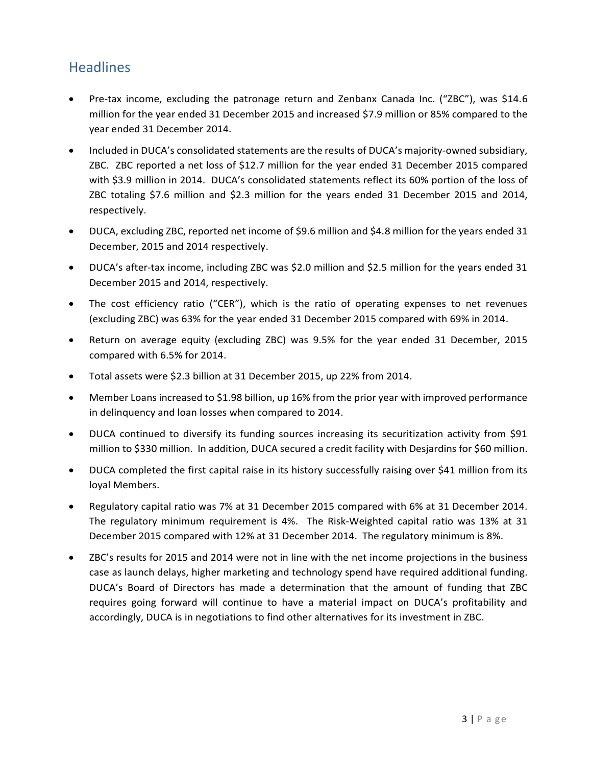## Headlines

- Pre-tax income, excluding the patronage return and Zenbanx Canada Inc. ("ZBC"), was $14.6 million for the year ended 31 December 2015 and increased $7.9 million or 85% compared to the year ended 31 December 2014.
- Included in DUCA's consolidated statements are the results of DUCA's majority-owned subsidiary, ZBC. ZBC reported a net loss of $12.7 million for the year ended 31 December 2015 compared with $3.9 million in 2014. DUCA's consolidated statements reflect its 60% portion of the loss of ZBC totaling $7.6 million and $2.3 million for the years ended 31 December 2015 and 2014, respectively.
- DUCA, excluding ZBC, reported net income of $9.6 million and $4.8 million for the years ended 31 December, 2015 and 2014 respectively.
- DUCA's after-tax income, including ZBC was $2.0 million and $2.5 million for the years ended 31 December 2015 and 2014, respectively.
- The cost efficiency ratio ("CER"), which is the ratio of operating expenses to net revenues (excluding ZBC) was 63% for the year ended 31 December 2015 compared with 69% in 2014.
- Return on average equity (excluding ZBC) was 9.5% for the year ended 31 December, 2015 compared with 6.5% for 2014.
- Total assets were $2.3 billion at 31 December 2015, up 22% from 2014.
- Member Loans increased to $1.98 billion, up 16% from the prior year with improved performance in delinquency and loan losses when compared to 2014.
- DUCA continued to diversify its funding sources increasing its securitization activity from $91 million to $330 million. In addition, DUCA secured a credit facility with Desjardins for $60 million.
- DUCA completed the first capital raise in its history successfully raising over $41 million from its loyal Members.
- Regulatory capital ratio was 7% at 31 December 2015 compared with 6% at 31 December 2014. The regulatory minimum requirement is 4%. The Risk-Weighted capital ratio was 13% at 31 December 2015 compared with 12% at 31 December 2014. The regulatory minimum is 8%.
- ZBC's results for 2015 and 2014 were not in line with the net income projections in the business case as launch delays, higher marketing and technology spend have required additional funding. DUCA's Board of Directors has made a determination that the amount of funding that ZBC requires going forward will continue to have a material impact on DUCA's profitability and accordingly, DUCA is in negotiations to find other alternatives for its investment in ZBC.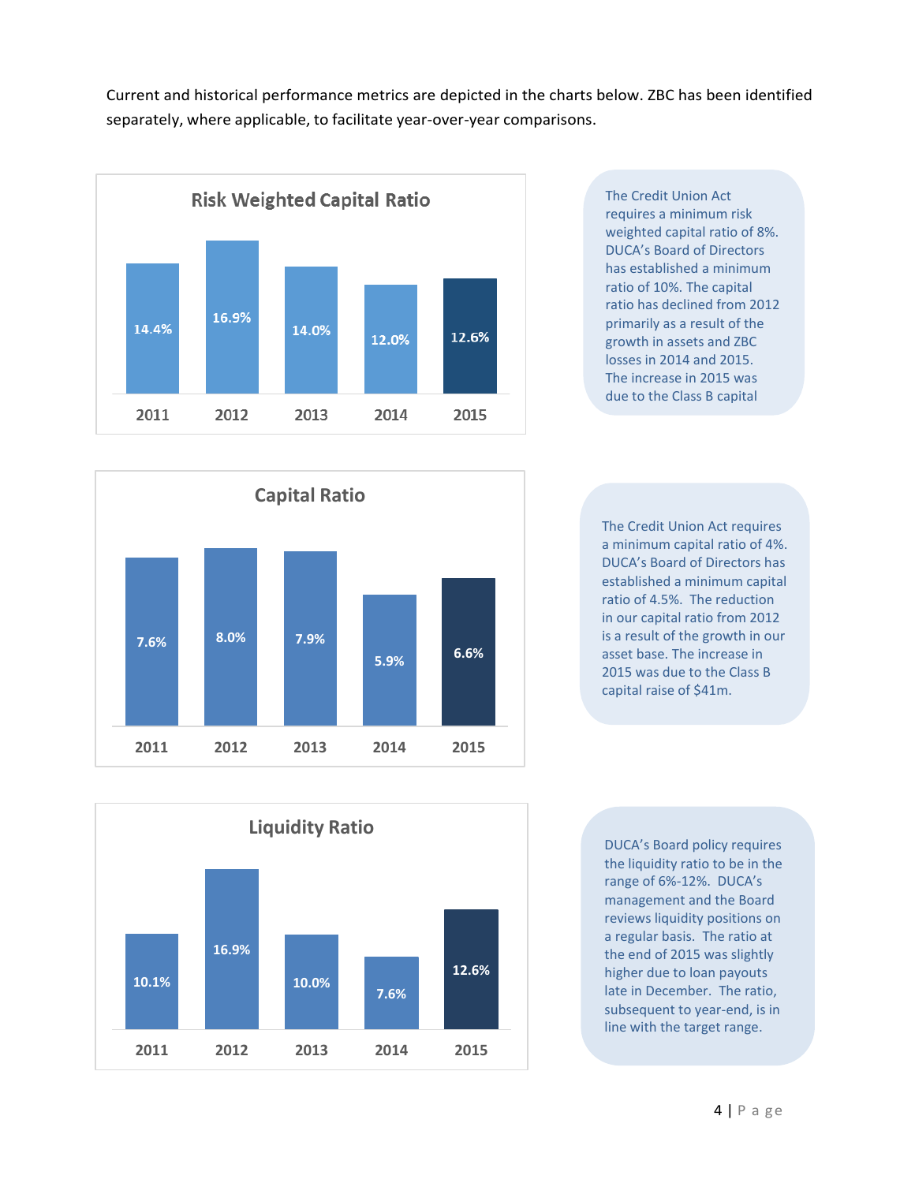Current and historical performance metrics are depicted in the charts below. ZBC has been identified separately, where applicable, to facilitate year-over-year comparisons.

**Risk Weighted Capital Ratio**

| 2011 | 2012 | 2013 | 2014 | 2015 |
|---|---|---|---|---|
| 14.4% | 16.9% | 14.0% | 12.0% | 12.6% |

The Credit Union Act requires a minimum risk weighted capital ratio of 8%. DUCA's Board of Directors has established a minimum ratio of 10%. The capital ratio has declined from 2012 primarily as a result of the growth in assets and ZBC losses in 2014 and 2015. The increase in 2015 was due to the Class B capital

**Capital Ratio**

| 2011 | 2012 | 2013 | 2014 | 2015 |
|---|---|---|---|---|
| 7.6% | 8.0% | 7.9% | 5.9% | 6.6% |

The Credit Union Act requires a minimum capital ratio of 4%. DUCA's Board of Directors has established a minimum capital ratio of 4.5%. The reduction in our capital ratio from 2012 is a result of the growth in our asset base. The increase in 2015 was due to the Class B capital raise of $41m.

**Liquidity Ratio**

| 2011 | 2012 | 2013 | 2014 | 2015 |
|---|---|---|---|---|
| 10.1% | 16.9% | 10.0% | 7.6% | 12.6% |

DUCA's Board policy requires the liquidity ratio to be in the range of 6%-12%. DUCA's management and the Board reviews liquidity positions on a regular basis. The ratio at the end of 2015 was slightly higher due to loan payouts late in December. The ratio, subsequent to year-end, is in line with the target range.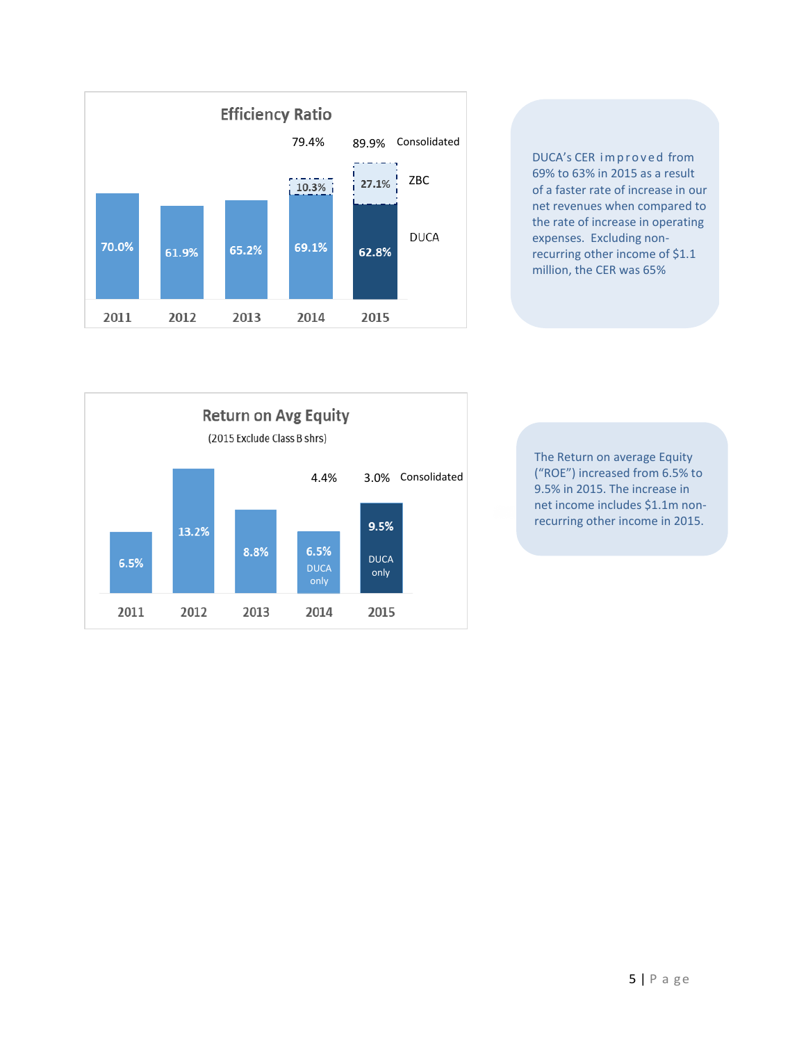## Efficiency Ratio

| | 2011 | 2012 | 2013 | 2014 | 2015 |
|---|---|---|---|---|---|
| Consolidated | | | | 79.4% | 89.9% |
| ZBC | | | | 10.3% | 27.1% |
| DUCA | 70.0% | 61.9% | 65.2% | 69.1% | 62.8% |

DUCA's CER improved from 69% to 63% in 2015 as a result of a faster rate of increase in our net revenues when compared to the rate of increase in operating expenses. Excluding non-recurring other income of $1.1 million, the CER was 65%

## Return on Avg Equity

(2015 Exclude Class B shrs)

| | 2011 | 2012 | 2013 | 2014 | 2015 |
|---|---|---|---|---|---|
| Consolidated | | | | 4.4% | 3.0% |
| | 6.5% | 13.2% | 8.8% | 6.5% DUCA only | 9.5% DUCA only |

The Return on average Equity ("ROE") increased from 6.5% to 9.5% in 2015. The increase in net income includes $1.1m non-recurring other income in 2015.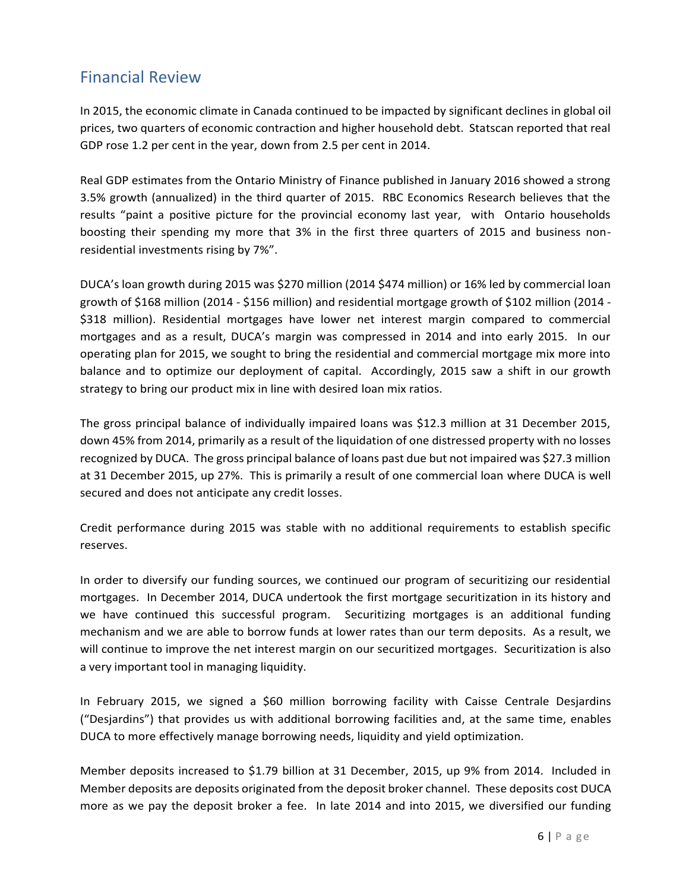## Financial Review

In 2015, the economic climate in Canada continued to be impacted by significant declines in global oil prices, two quarters of economic contraction and higher household debt. Statscan reported that real GDP rose 1.2 per cent in the year, down from 2.5 per cent in 2014.

Real GDP estimates from the Ontario Ministry of Finance published in January 2016 showed a strong 3.5% growth (annualized) in the third quarter of 2015. RBC Economics Research believes that the results "paint a positive picture for the provincial economy last year, with Ontario households boosting their spending my more that 3% in the first three quarters of 2015 and business non-residential investments rising by 7%".

DUCA's loan growth during 2015 was $270 million (2014 $474 million) or 16% led by commercial loan growth of $168 million (2014 - $156 million) and residential mortgage growth of $102 million (2014 - $318 million). Residential mortgages have lower net interest margin compared to commercial mortgages and as a result, DUCA's margin was compressed in 2014 and into early 2015. In our operating plan for 2015, we sought to bring the residential and commercial mortgage mix more into balance and to optimize our deployment of capital. Accordingly, 2015 saw a shift in our growth strategy to bring our product mix in line with desired loan mix ratios.

The gross principal balance of individually impaired loans was $12.3 million at 31 December 2015, down 45% from 2014, primarily as a result of the liquidation of one distressed property with no losses recognized by DUCA. The gross principal balance of loans past due but not impaired was $27.3 million at 31 December 2015, up 27%. This is primarily a result of one commercial loan where DUCA is well secured and does not anticipate any credit losses.

Credit performance during 2015 was stable with no additional requirements to establish specific reserves.

In order to diversify our funding sources, we continued our program of securitizing our residential mortgages. In December 2014, DUCA undertook the first mortgage securitization in its history and we have continued this successful program. Securitizing mortgages is an additional funding mechanism and we are able to borrow funds at lower rates than our term deposits. As a result, we will continue to improve the net interest margin on our securitized mortgages. Securitization is also a very important tool in managing liquidity.

In February 2015, we signed a $60 million borrowing facility with Caisse Centrale Desjardins ("Desjardins") that provides us with additional borrowing facilities and, at the same time, enables DUCA to more effectively manage borrowing needs, liquidity and yield optimization.

Member deposits increased to $1.79 billion at 31 December, 2015, up 9% from 2014. Included in Member deposits are deposits originated from the deposit broker channel. These deposits cost DUCA more as we pay the deposit broker a fee. In late 2014 and into 2015, we diversified our funding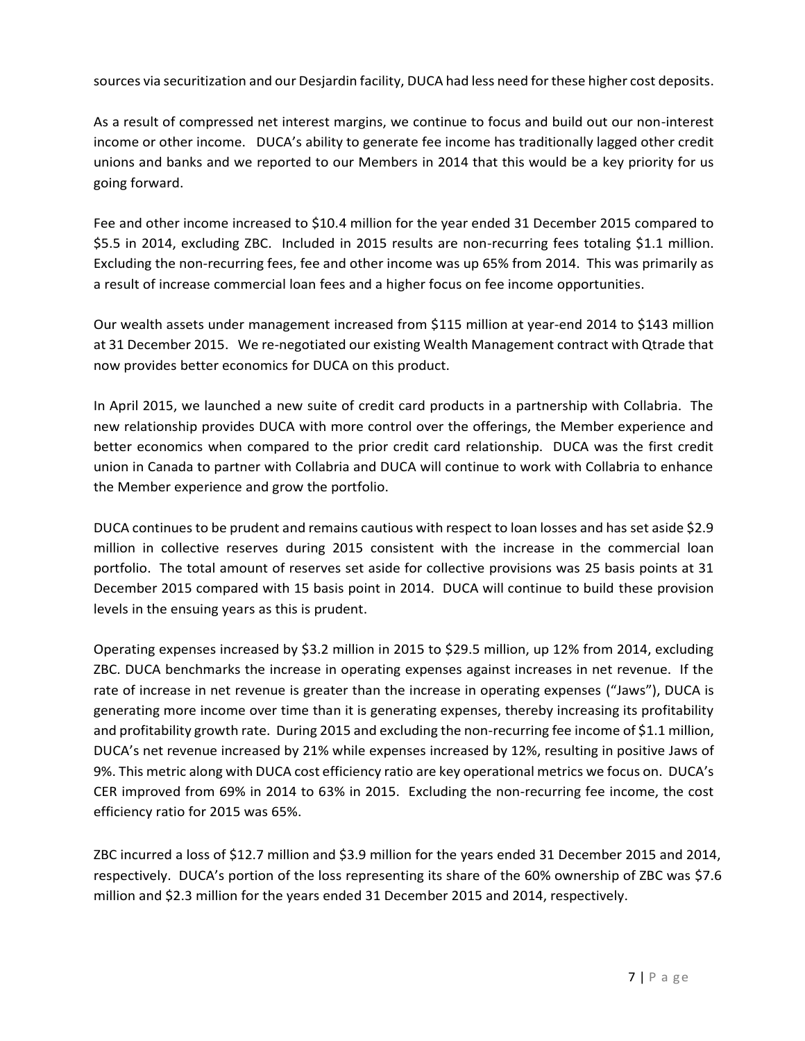sources via securitization and our Desjardin facility, DUCA had less need for these higher cost deposits.

As a result of compressed net interest margins, we continue to focus and build out our non-interest income or other income. DUCA's ability to generate fee income has traditionally lagged other credit unions and banks and we reported to our Members in 2014 that this would be a key priority for us going forward.

Fee and other income increased to $10.4 million for the year ended 31 December 2015 compared to $5.5 in 2014, excluding ZBC. Included in 2015 results are non-recurring fees totaling $1.1 million. Excluding the non-recurring fees, fee and other income was up 65% from 2014. This was primarily as a result of increase commercial loan fees and a higher focus on fee income opportunities.

Our wealth assets under management increased from $115 million at year-end 2014 to $143 million at 31 December 2015. We re-negotiated our existing Wealth Management contract with Qtrade that now provides better economics for DUCA on this product.

In April 2015, we launched a new suite of credit card products in a partnership with Collabria. The new relationship provides DUCA with more control over the offerings, the Member experience and better economics when compared to the prior credit card relationship. DUCA was the first credit union in Canada to partner with Collabria and DUCA will continue to work with Collabria to enhance the Member experience and grow the portfolio.

DUCA continues to be prudent and remains cautious with respect to loan losses and has set aside $2.9 million in collective reserves during 2015 consistent with the increase in the commercial loan portfolio. The total amount of reserves set aside for collective provisions was 25 basis points at 31 December 2015 compared with 15 basis point in 2014. DUCA will continue to build these provision levels in the ensuing years as this is prudent.

Operating expenses increased by $3.2 million in 2015 to $29.5 million, up 12% from 2014, excluding ZBC. DUCA benchmarks the increase in operating expenses against increases in net revenue. If the rate of increase in net revenue is greater than the increase in operating expenses ("Jaws"), DUCA is generating more income over time than it is generating expenses, thereby increasing its profitability and profitability growth rate. During 2015 and excluding the non-recurring fee income of $1.1 million, DUCA's net revenue increased by 21% while expenses increased by 12%, resulting in positive Jaws of 9%. This metric along with DUCA cost efficiency ratio are key operational metrics we focus on. DUCA's CER improved from 69% in 2014 to 63% in 2015. Excluding the non-recurring fee income, the cost efficiency ratio for 2015 was 65%.

ZBC incurred a loss of $12.7 million and $3.9 million for the years ended 31 December 2015 and 2014, respectively. DUCA's portion of the loss representing its share of the 60% ownership of ZBC was $7.6 million and $2.3 million for the years ended 31 December 2015 and 2014, respectively.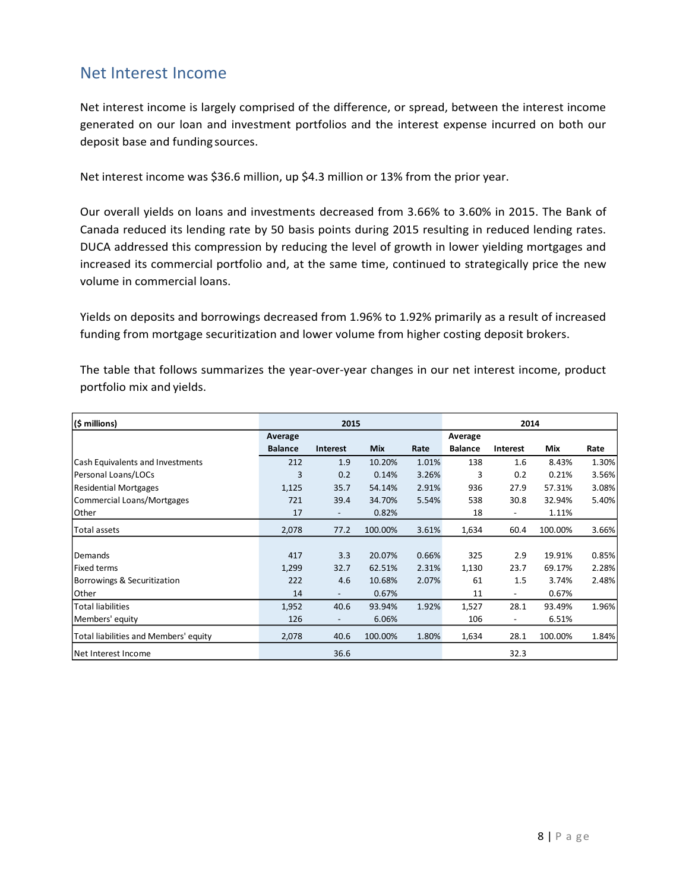## Net Interest Income

Net interest income is largely comprised of the difference, or spread, between the interest income generated on our loan and investment portfolios and the interest expense incurred on both our deposit base and funding sources.

Net interest income was $36.6 million, up $4.3 million or 13% from the prior year.

Our overall yields on loans and investments decreased from 3.66% to 3.60% in 2015. The Bank of Canada reduced its lending rate by 50 basis points during 2015 resulting in reduced lending rates. DUCA addressed this compression by reducing the level of growth in lower yielding mortgages and increased its commercial portfolio and, at the same time, continued to strategically price the new volume in commercial loans.

Yields on deposits and borrowings decreased from 1.96% to 1.92% primarily as a result of increased funding from mortgage securitization and lower volume from higher costing deposit brokers.

The table that follows summarizes the year-over-year changes in our net interest income, product portfolio mix and yields.

| ($ millions) | 2015 | | | | 2014 | | | |
|---|---|---|---|---|---|---|---|---|
| | Average Balance | Interest | Mix | Rate | Average Balance | Interest | Mix | Rate |
| Cash Equivalents and Investments | 212 | 1.9 | 10.20% | 1.01% | 138 | 1.6 | 8.43% | 1.30% |
| Personal Loans/LOCs | 3 | 0.2 | 0.14% | 3.26% | 3 | 0.2 | 0.21% | 3.56% |
| Residential Mortgages | 1,125 | 35.7 | 54.14% | 2.91% | 936 | 27.9 | 57.31% | 3.08% |
| Commercial Loans/Mortgages | 721 | 39.4 | 34.70% | 5.54% | 538 | 30.8 | 32.94% | 5.40% |
| Other | 17 | - | 0.82% | | 18 | - | 1.11% | |
| Total assets | 2,078 | 77.2 | 100.00% | 3.61% | 1,634 | 60.4 | 100.00% | 3.66% |
| | | | | | | | | |
| Demands | 417 | 3.3 | 20.07% | 0.66% | 325 | 2.9 | 19.91% | 0.85% |
| Fixed terms | 1,299 | 32.7 | 62.51% | 2.31% | 1,130 | 23.7 | 69.17% | 2.28% |
| Borrowings & Securitization | 222 | 4.6 | 10.68% | 2.07% | 61 | 1.5 | 3.74% | 2.48% |
| Other | 14 | - | 0.67% | | 11 | - | 0.67% | |
| Total liabilities | 1,952 | 40.6 | 93.94% | 1.92% | 1,527 | 28.1 | 93.49% | 1.96% |
| Members' equity | 126 | - | 6.06% | | 106 | - | 6.51% | |
| Total liabilities and Members' equity | 2,078 | 40.6 | 100.00% | 1.80% | 1,634 | 28.1 | 100.00% | 1.84% |
| Net Interest Income | | 36.6 | | | | 32.3 | | |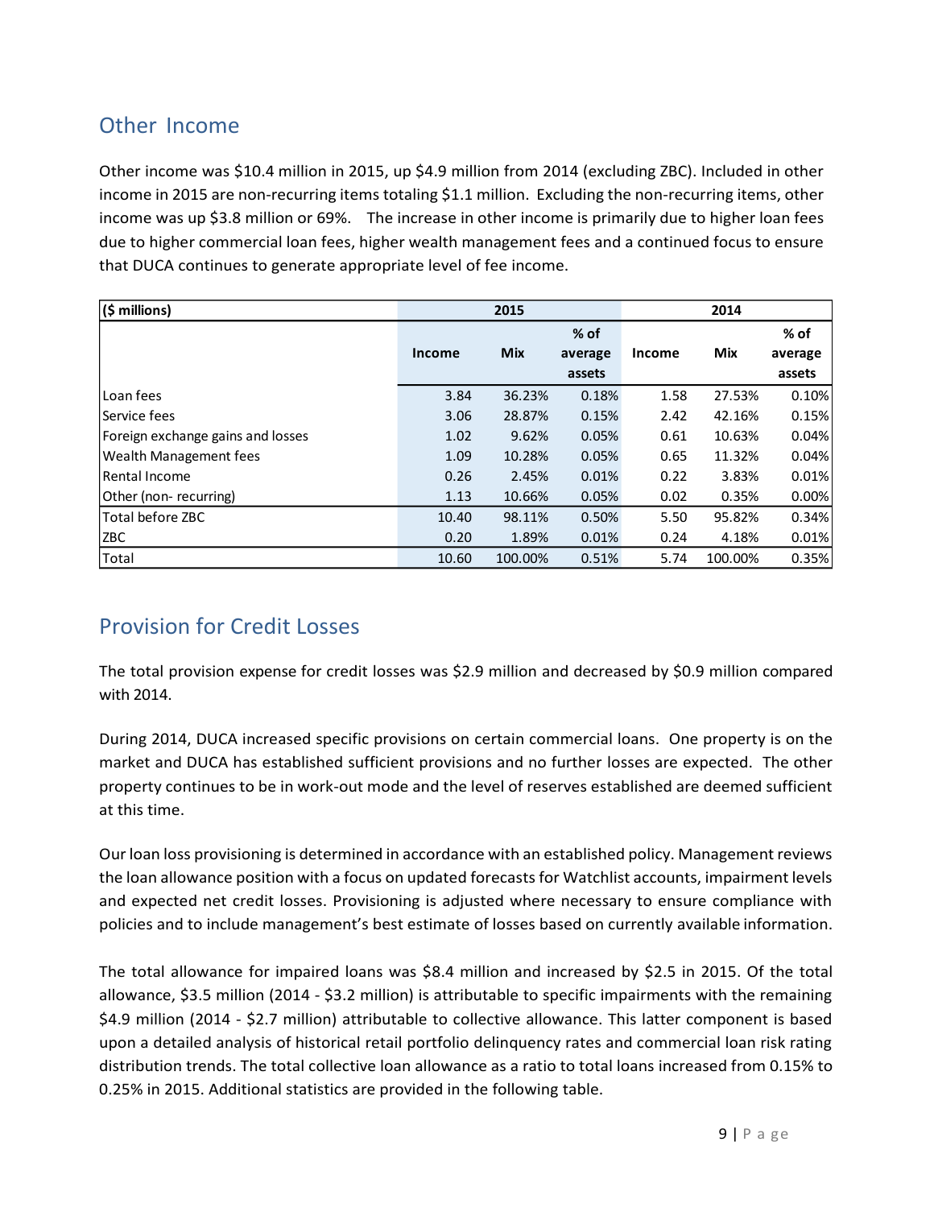## Other Income

Other income was $10.4 million in 2015, up $4.9 million from 2014 (excluding ZBC). Included in other income in 2015 are non-recurring items totaling $1.1 million. Excluding the non-recurring items, other income was up $3.8 million or 69%. The increase in other income is primarily due to higher loan fees due to higher commercial loan fees, higher wealth management fees and a continued focus to ensure that DUCA continues to generate appropriate level of fee income.

| ($ millions) | 2015 | | | 2014 | | |
|---|---|---|---|---|---|---|
| | Income | Mix | % of average assets | Income | Mix | % of average assets |
| Loan fees | 3.84 | 36.23% | 0.18% | 1.58 | 27.53% | 0.10% |
| Service fees | 3.06 | 28.87% | 0.15% | 2.42 | 42.16% | 0.15% |
| Foreign exchange gains and losses | 1.02 | 9.62% | 0.05% | 0.61 | 10.63% | 0.04% |
| Wealth Management fees | 1.09 | 10.28% | 0.05% | 0.65 | 11.32% | 0.04% |
| Rental Income | 0.26 | 2.45% | 0.01% | 0.22 | 3.83% | 0.01% |
| Other (non- recurring) | 1.13 | 10.66% | 0.05% | 0.02 | 0.35% | 0.00% |
| Total before ZBC | 10.40 | 98.11% | 0.50% | 5.50 | 95.82% | 0.34% |
| ZBC | 0.20 | 1.89% | 0.01% | 0.24 | 4.18% | 0.01% |
| Total | 10.60 | 100.00% | 0.51% | 5.74 | 100.00% | 0.35% |

## Provision for Credit Losses

The total provision expense for credit losses was $2.9 million and decreased by $0.9 million compared with 2014.

During 2014, DUCA increased specific provisions on certain commercial loans. One property is on the market and DUCA has established sufficient provisions and no further losses are expected. The other property continues to be in work-out mode and the level of reserves established are deemed sufficient at this time.

Our loan loss provisioning is determined in accordance with an established policy. Management reviews the loan allowance position with a focus on updated forecasts for Watchlist accounts, impairment levels and expected net credit losses. Provisioning is adjusted where necessary to ensure compliance with policies and to include management's best estimate of losses based on currently available information.

The total allowance for impaired loans was $8.4 million and increased by $2.5 in 2015. Of the total allowance, $3.5 million (2014 - $3.2 million) is attributable to specific impairments with the remaining $4.9 million (2014 - $2.7 million) attributable to collective allowance. This latter component is based upon a detailed analysis of historical retail portfolio delinquency rates and commercial loan risk rating distribution trends. The total collective loan allowance as a ratio to total loans increased from 0.15% to 0.25% in 2015. Additional statistics are provided in the following table.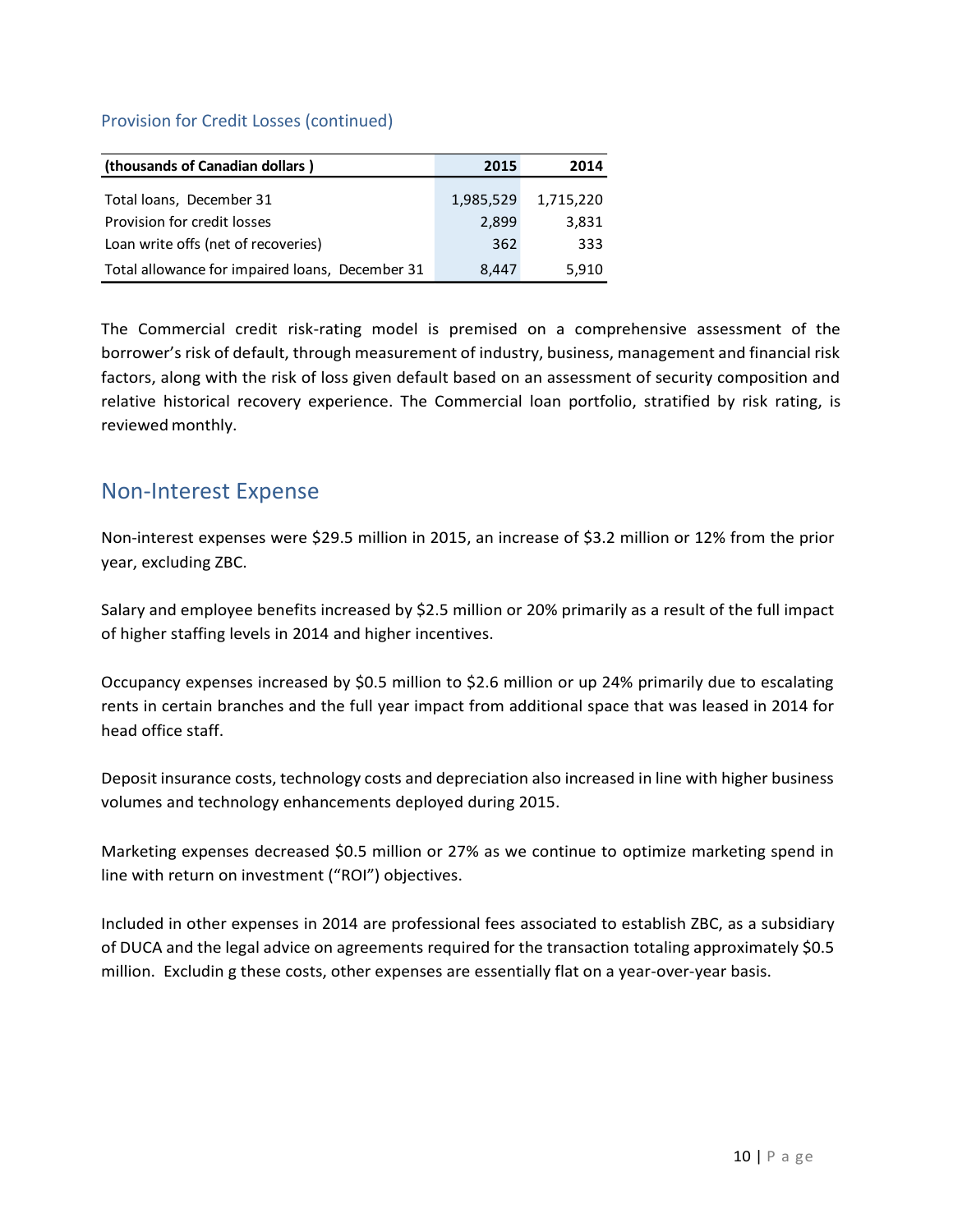### Provision for Credit Losses (continued)

| (thousands of Canadian dollars ) | 2015 | 2014 |
|---|---|---|
| Total loans, December 31 | 1,985,529 | 1,715,220 |
| Provision for credit losses | 2,899 | 3,831 |
| Loan write offs (net of recoveries) | 362 | 333 |
| Total allowance for impaired loans, December 31 | 8,447 | 5,910 |

The Commercial credit risk-rating model is premised on a comprehensive assessment of the borrower's risk of default, through measurement of industry, business, management and financial risk factors, along with the risk of loss given default based on an assessment of security composition and relative historical recovery experience. The Commercial loan portfolio, stratified by risk rating, is reviewed monthly.

## Non-Interest Expense

Non-interest expenses were $29.5 million in 2015, an increase of $3.2 million or 12% from the prior year, excluding ZBC.

Salary and employee benefits increased by $2.5 million or 20% primarily as a result of the full impact of higher staffing levels in 2014 and higher incentives.

Occupancy expenses increased by $0.5 million to $2.6 million or up 24% primarily due to escalating rents in certain branches and the full year impact from additional space that was leased in 2014 for head office staff.

Deposit insurance costs, technology costs and depreciation also increased in line with higher business volumes and technology enhancements deployed during 2015.

Marketing expenses decreased $0.5 million or 27% as we continue to optimize marketing spend in line with return on investment ("ROI") objectives.

Included in other expenses in 2014 are professional fees associated to establish ZBC, as a subsidiary of DUCA and the legal advice on agreements required for the transaction totaling approximately $0.5 million. Excludin g these costs, other expenses are essentially flat on a year-over-year basis.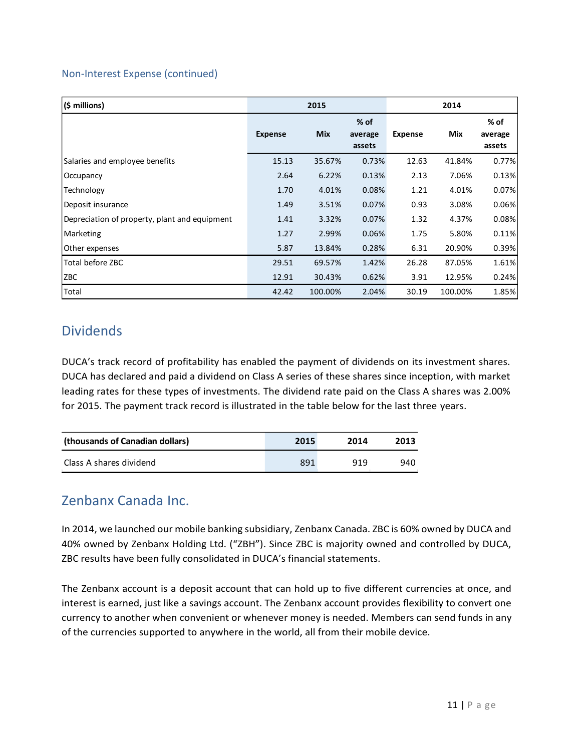### Non-Interest Expense (continued)

| ($ millions) | 2015 | | | 2014 | | |
|---|---|---|---|---|---|---|
| | Expense | Mix | % of average assets | Expense | Mix | % of average assets |
| Salaries and employee benefits | 15.13 | 35.67% | 0.73% | 12.63 | 41.84% | 0.77% |
| Occupancy | 2.64 | 6.22% | 0.13% | 2.13 | 7.06% | 0.13% |
| Technology | 1.70 | 4.01% | 0.08% | 1.21 | 4.01% | 0.07% |
| Deposit insurance | 1.49 | 3.51% | 0.07% | 0.93 | 3.08% | 0.06% |
| Depreciation of property, plant and equipment | 1.41 | 3.32% | 0.07% | 1.32 | 4.37% | 0.08% |
| Marketing | 1.27 | 2.99% | 0.06% | 1.75 | 5.80% | 0.11% |
| Other expenses | 5.87 | 13.84% | 0.28% | 6.31 | 20.90% | 0.39% |
| Total before ZBC | 29.51 | 69.57% | 1.42% | 26.28 | 87.05% | 1.61% |
| ZBC | 12.91 | 30.43% | 0.62% | 3.91 | 12.95% | 0.24% |
| Total | 42.42 | 100.00% | 2.04% | 30.19 | 100.00% | 1.85% |

## Dividends

DUCA's track record of profitability has enabled the payment of dividends on its investment shares. DUCA has declared and paid a dividend on Class A series of these shares since inception, with market leading rates for these types of investments. The dividend rate paid on the Class A shares was 2.00% for 2015. The payment track record is illustrated in the table below for the last three years.

| (thousands of Canadian dollars) | 2015 | 2014 | 2013 |
|---|---|---|---|
| Class A shares dividend | 891 | 919 | 940 |

## Zenbanx Canada Inc.

In 2014, we launched our mobile banking subsidiary, Zenbanx Canada. ZBC is 60% owned by DUCA and 40% owned by Zenbanx Holding Ltd. ("ZBH"). Since ZBC is majority owned and controlled by DUCA, ZBC results have been fully consolidated in DUCA's financial statements.

The Zenbanx account is a deposit account that can hold up to five different currencies at once, and interest is earned, just like a savings account. The Zenbanx account provides flexibility to convert one currency to another when convenient or whenever money is needed. Members can send funds in any of the currencies supported to anywhere in the world, all from their mobile device.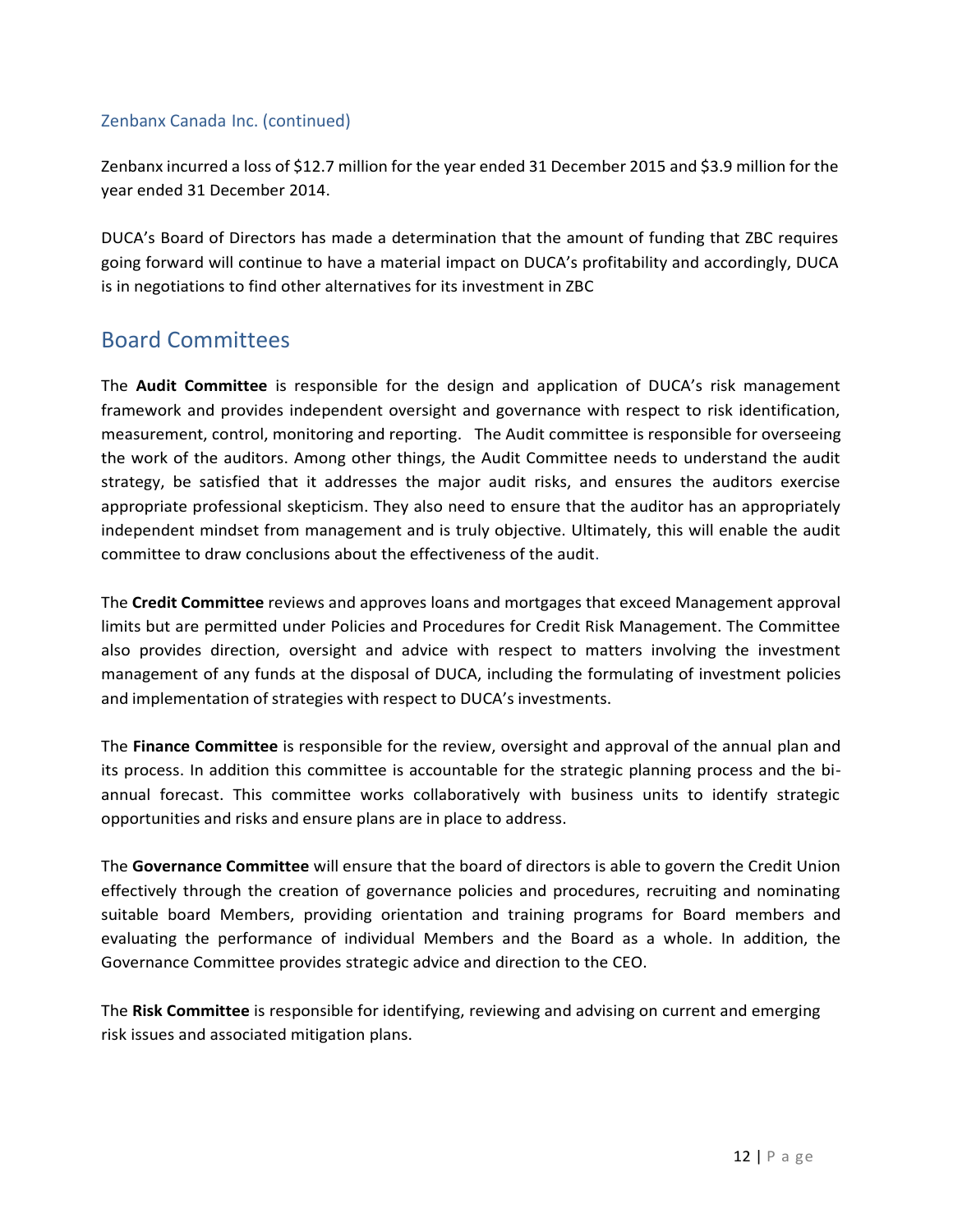### Zenbanx Canada Inc. (continued)

Zenbanx incurred a loss of $12.7 million for the year ended 31 December 2015 and $3.9 million for the year ended 31 December 2014.

DUCA's Board of Directors has made a determination that the amount of funding that ZBC requires going forward will continue to have a material impact on DUCA's profitability and accordingly, DUCA is in negotiations to find other alternatives for its investment in ZBC

## Board Committees

The **Audit Committee** is responsible for the design and application of DUCA's risk management framework and provides independent oversight and governance with respect to risk identification, measurement, control, monitoring and reporting. The Audit committee is responsible for overseeing the work of the auditors. Among other things, the Audit Committee needs to understand the audit strategy, be satisfied that it addresses the major audit risks, and ensures the auditors exercise appropriate professional skepticism. They also need to ensure that the auditor has an appropriately independent mindset from management and is truly objective. Ultimately, this will enable the audit committee to draw conclusions about the effectiveness of the audit.

The **Credit Committee** reviews and approves loans and mortgages that exceed Management approval limits but are permitted under Policies and Procedures for Credit Risk Management. The Committee also provides direction, oversight and advice with respect to matters involving the investment management of any funds at the disposal of DUCA, including the formulating of investment policies and implementation of strategies with respect to DUCA's investments.

The **Finance Committee** is responsible for the review, oversight and approval of the annual plan and its process. In addition this committee is accountable for the strategic planning process and the bi-annual forecast. This committee works collaboratively with business units to identify strategic opportunities and risks and ensure plans are in place to address.

The **Governance Committee** will ensure that the board of directors is able to govern the Credit Union effectively through the creation of governance policies and procedures, recruiting and nominating suitable board Members, providing orientation and training programs for Board members and evaluating the performance of individual Members and the Board as a whole. In addition, the Governance Committee provides strategic advice and direction to the CEO.

The **Risk Committee** is responsible for identifying, reviewing and advising on current and emerging risk issues and associated mitigation plans.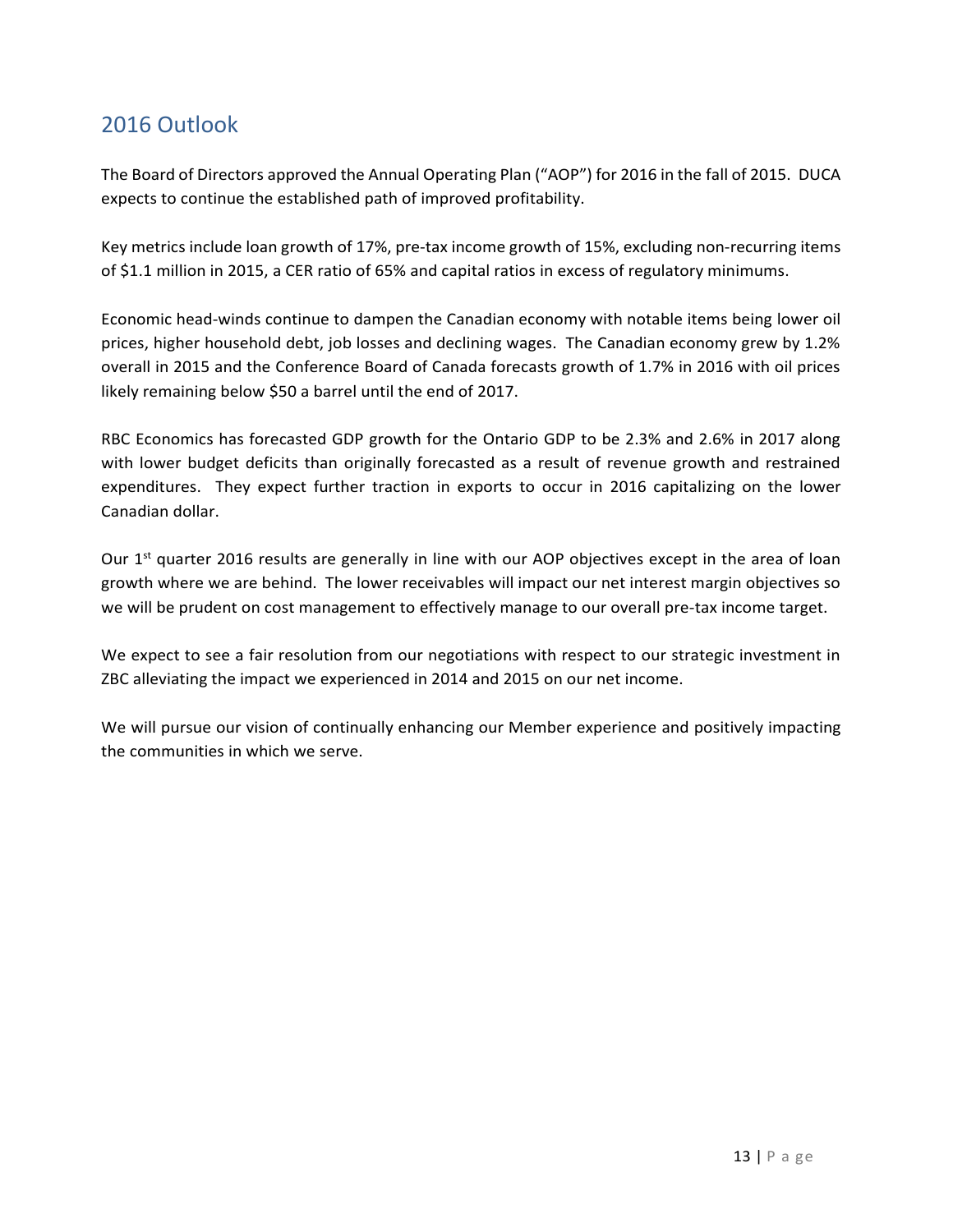## 2016 Outlook

The Board of Directors approved the Annual Operating Plan ("AOP") for 2016 in the fall of 2015. DUCA expects to continue the established path of improved profitability.

Key metrics include loan growth of 17%, pre-tax income growth of 15%, excluding non-recurring items of $1.1 million in 2015, a CER ratio of 65% and capital ratios in excess of regulatory minimums.

Economic head-winds continue to dampen the Canadian economy with notable items being lower oil prices, higher household debt, job losses and declining wages. The Canadian economy grew by 1.2% overall in 2015 and the Conference Board of Canada forecasts growth of 1.7% in 2016 with oil prices likely remaining below $50 a barrel until the end of 2017.

RBC Economics has forecasted GDP growth for the Ontario GDP to be 2.3% and 2.6% in 2017 along with lower budget deficits than originally forecasted as a result of revenue growth and restrained expenditures. They expect further traction in exports to occur in 2016 capitalizing on the lower Canadian dollar.

Our 1st quarter 2016 results are generally in line with our AOP objectives except in the area of loan growth where we are behind. The lower receivables will impact our net interest margin objectives so we will be prudent on cost management to effectively manage to our overall pre-tax income target.

We expect to see a fair resolution from our negotiations with respect to our strategic investment in ZBC alleviating the impact we experienced in 2014 and 2015 on our net income.

We will pursue our vision of continually enhancing our Member experience and positively impacting the communities in which we serve.